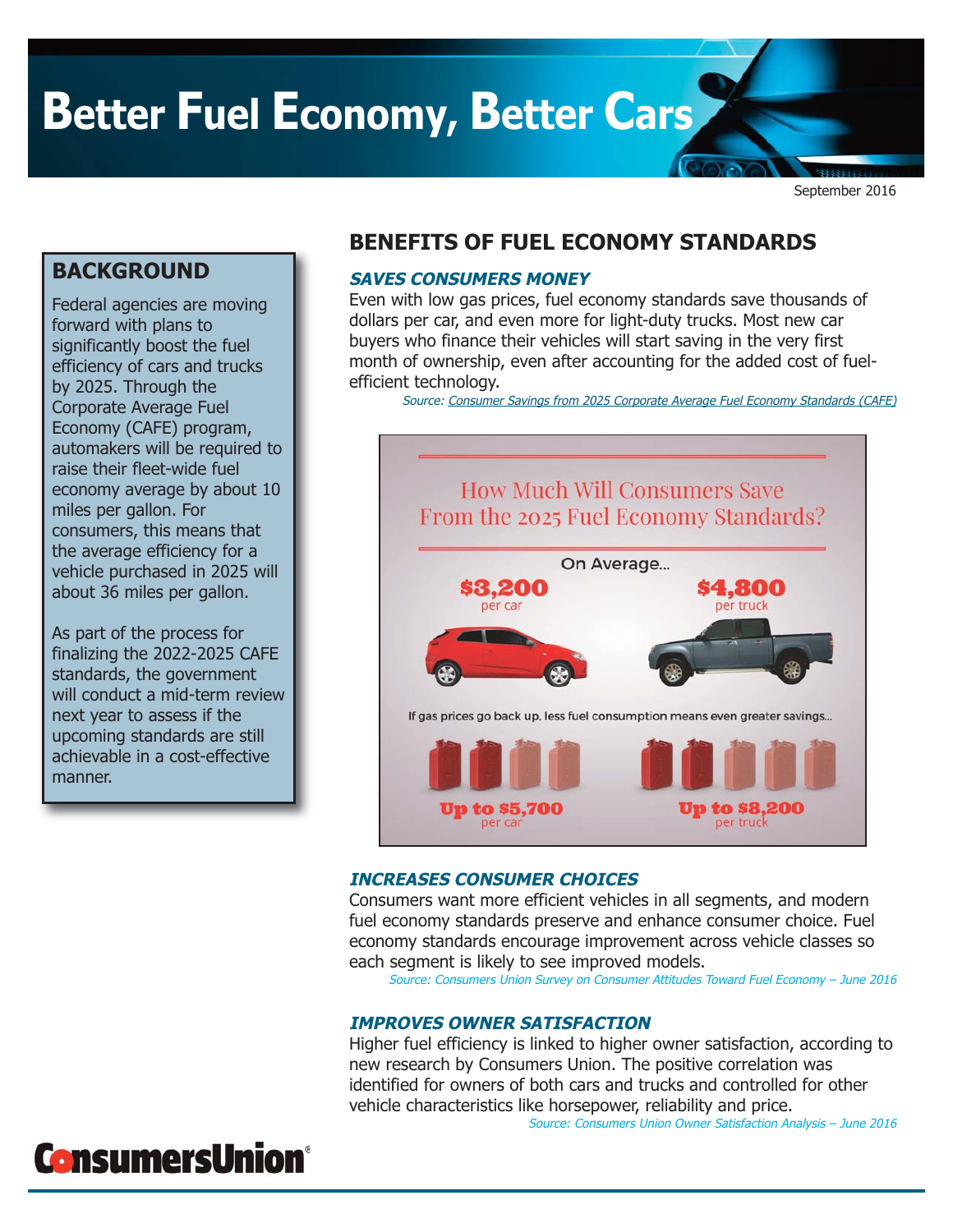# Better Fuel Economy, Better Cars

September 2016

## BACKGROUND

Federal agencies are moving forward with plans to significantly boost the fuel efficiency of cars and trucks by 2025. Through the Corporate Average Fuel Economy (CAFE) program, automakers will be required to raise their fleet-wide fuel economy average by about 10 miles per gallon. For consumers, this means that the average efficiency for a vehicle purchased in 2025 will about 36 miles per gallon.

As part of the process for finalizing the 2022-2025 CAFE standards, the government will conduct a mid-term review next year to assess if the upcoming standards are still achievable in a cost-effective manner.

## BENEFITS OF FUEL ECONOMY STANDARDS

### *SAVES CONSUMERS MONEY*

Even with low gas prices, fuel economy standards save thousands of dollars per car, and even more for light-duty trucks. Most new car buyers who finance their vehicles will start saving in the very first month of ownership, even after accounting for the added cost of fuel-efficient technology.

*Source: Consumer Savings from 2025 Corporate Average Fuel Economy Standards (CAFE)*

How Much Will Consumers Save From the 2025 Fuel Economy Standards?

On Average...

**$3,200** per car

**$4,800** per truck

If gas prices go back up, less fuel consumption means even greater savings...

**Up to $5,700** per car

**Up to $8,200** per truck

### *INCREASES CONSUMER CHOICES*

Consumers want more efficient vehicles in all segments, and modern fuel economy standards preserve and enhance consumer choice. Fuel economy standards encourage improvement across vehicle classes so each segment is likely to see improved models.

*Source: Consumers Union Survey on Consumer Attitudes Toward Fuel Economy – June 2016*

### *IMPROVES OWNER SATISFACTION*

Higher fuel efficiency is linked to higher owner satisfaction, according to new research by Consumers Union. The positive correlation was identified for owners of both cars and trucks and controlled for other vehicle characteristics like horsepower, reliability and price.

*Source: Consumers Union Owner Satisfaction Analysis – June 2016*

ConsumersUnion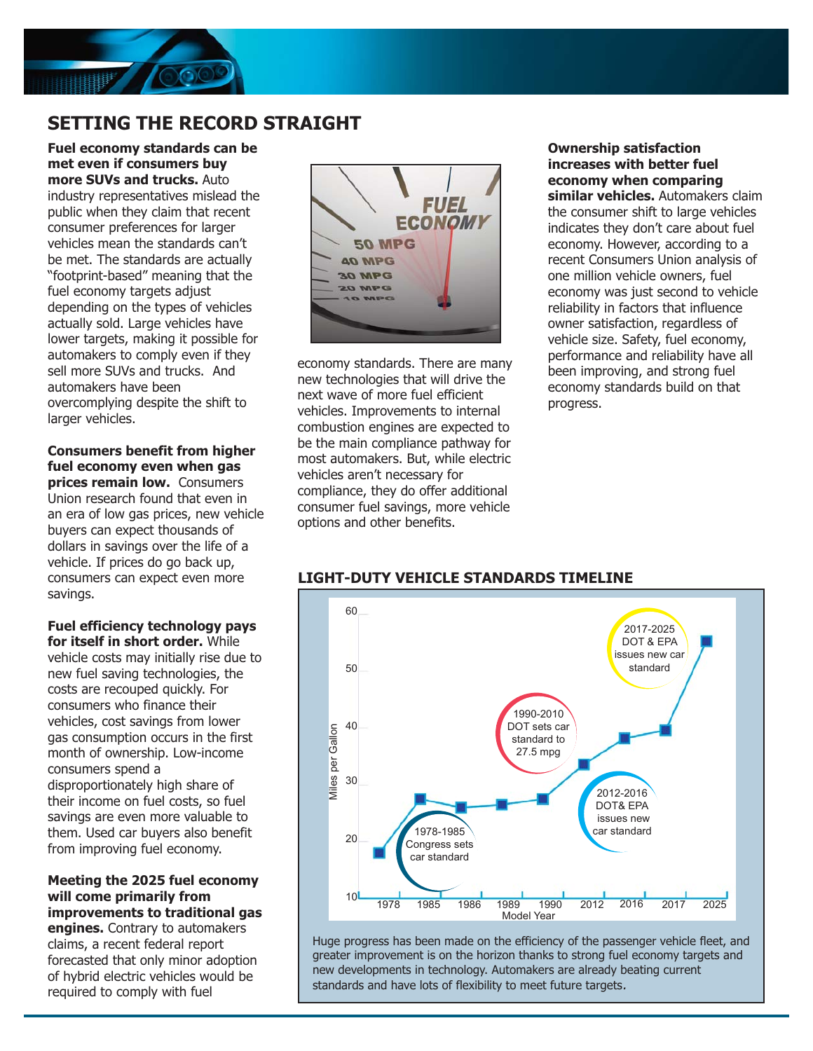## SETTING THE RECORD STRAIGHT

**Fuel economy standards can be met even if consumers buy more SUVs and trucks.** Auto industry representatives mislead the public when they claim that recent consumer preferences for larger vehicles mean the standards can't be met. The standards are actually "footprint-based" meaning that the fuel economy targets adjust depending on the types of vehicles actually sold. Large vehicles have lower targets, making it possible for automakers to comply even if they sell more SUVs and trucks. And automakers have been overcomplying despite the shift to larger vehicles.

**Consumers benefit from higher fuel economy even when gas prices remain low.** Consumers Union research found that even in an era of low gas prices, new vehicle buyers can expect thousands of dollars in savings over the life of a vehicle. If prices do go back up, consumers can expect even more savings.

**Fuel efficiency technology pays for itself in short order.** While vehicle costs may initially rise due to new fuel saving technologies, the costs are recouped quickly. For consumers who finance their vehicles, cost savings from lower gas consumption occurs in the first month of ownership. Low-income consumers spend a disproportionately high share of their income on fuel costs, so fuel savings are even more valuable to them. Used car buyers also benefit from improving fuel economy.

**Meeting the 2025 fuel economy will come primarily from improvements to traditional gas engines.** Contrary to automakers claims, a recent federal report forecasted that only minor adoption of hybrid electric vehicles would be required to comply with fuel economy standards. There are many new technologies that will drive the next wave of more fuel efficient vehicles. Improvements to internal combustion engines are expected to be the main compliance pathway for most automakers. But, while electric vehicles aren't necessary for compliance, they do offer additional consumer fuel savings, more vehicle options and other benefits.

**Ownership satisfaction increases with better fuel economy when comparing similar vehicles.** Automakers claim the consumer shift to large vehicles indicates they don't care about fuel economy. However, according to a recent Consumers Union analysis of one million vehicle owners, fuel economy was just second to vehicle reliability in factors that influence owner satisfaction, regardless of vehicle size. Safety, fuel economy, performance and reliability have all been improving, and strong fuel economy standards build on that progress.

### LIGHT-DUTY VEHICLE STANDARDS TIMELINE

Miles per Gallon
60
50
40
30
20
10
1978 1985 1986 1989 1990 2012 2016 2017 2025
Model Year

1978-1985 Congress sets car standard
1990-2010 DOT sets car standard to 27.5 mpg
2012-2016 DOT& EPA issues new car standard
2017-2025 DOT & EPA issues new car standard

Huge progress has been made on the efficiency of the passenger vehicle fleet, and greater improvement is on the horizon thanks to strong fuel economy targets and new developments in technology. Automakers are already beating current standards and have lots of flexibility to meet future targets.